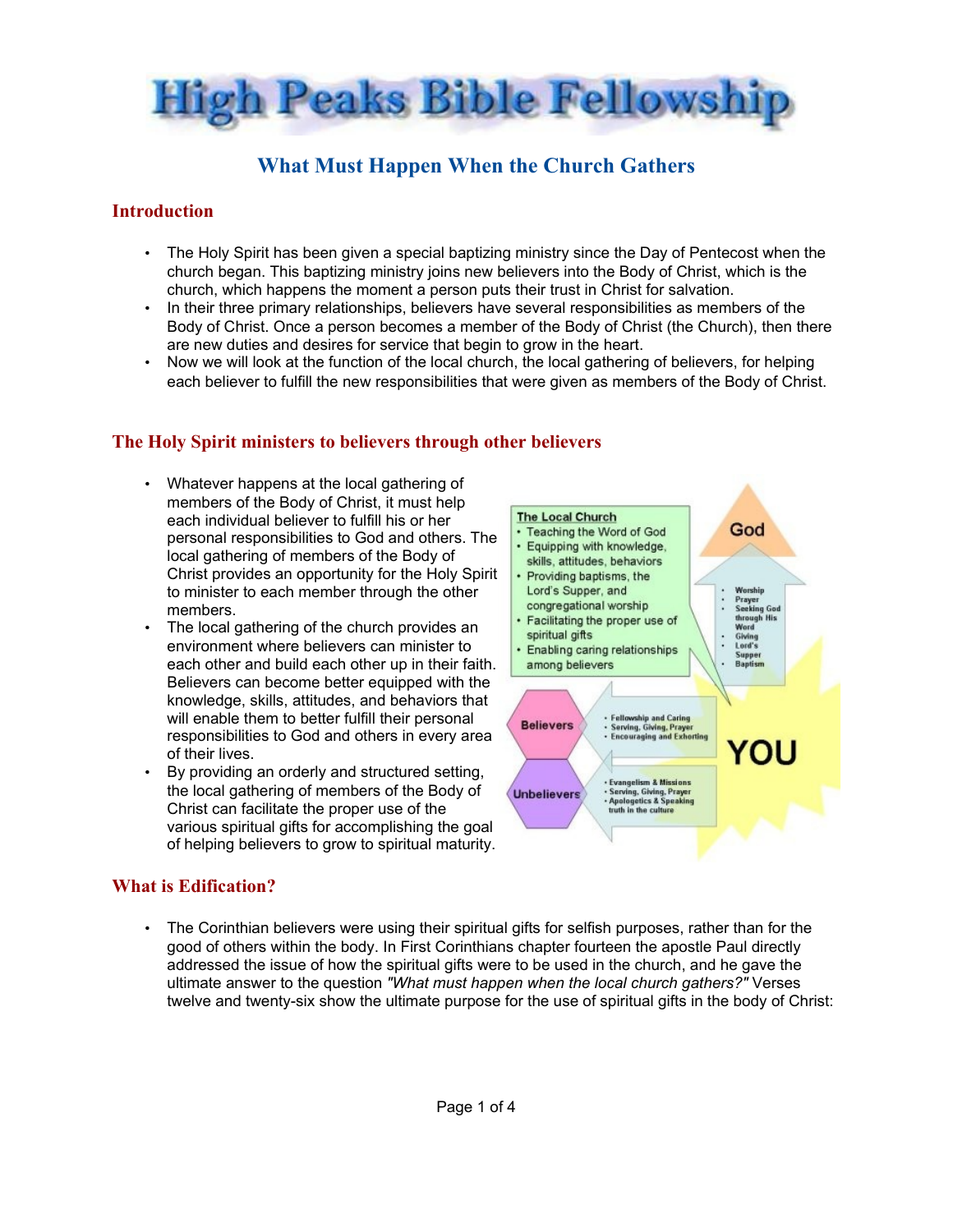# High Peaks Bible Fellowship

## What Must Happen When the Church Gathers

### Introduction

- The Holy Spirit has been given a special baptizing ministry since the Day of Pentecost when the church began. This baptizing ministry joins new believers into the Body of Christ, which is the church, which happens the moment a person puts their trust in Christ for salvation.
- In their three primary relationships, believers have several responsibilities as members of the Body of Christ. Once a person becomes a member of the Body of Christ (the Church), then there are new duties and desires for service that begin to grow in the heart.
- Now we will look at the function of the local church, the local gathering of believers, for helping each believer to fulfill the new responsibilities that were given as members of the Body of Christ.

### The Holy Spirit ministers to believers through other believers

- Whatever happens at the local gathering of members of the Body of Christ, it must help each individual believer to fulfill his or her personal responsibilities to God and others. The local gathering of members of the Body of Christ provides an opportunity for the Holy Spirit to minister to each member through the other members.
- The local gathering of the church provides an environment where believers can minister to each other and build each other up in their faith. Believers can become better equipped with the knowledge, skills, attitudes, and behaviors that will enable them to better fulfill their personal responsibilities to God and others in every area of their lives.
- By providing an orderly and structured setting, the local gathering of members of the Body of Christ can facilitate the proper use of the various spiritual gifts for accomplishing the goal of helping believers to grow to spiritual maturity.

**The Local Church**
- Teaching the Word of God
- Equipping with knowledge, skills, attitudes, behaviors
- Providing baptisms, the Lord's Supper, and congregational worship
- Facilitating the proper use of spiritual gifts
- Enabling caring relationships among believers

**God**
- Worship
- Prayer
- Seeking God through His Word
- Giving
- Lord's Supper
- Baptism

**Believers**
- Fellowship and Caring
- Serving, Giving, Prayer
- Encouraging and Exhorting

**Unbelievers**
- Evangelism & Missions
- Serving, Giving, Prayer
- Apologetics & Speaking truth in the culture

**YOU**

### What is Edification?

- The Corinthian believers were using their spiritual gifts for selfish purposes, rather than for the good of others within the body. In First Corinthians chapter fourteen the apostle Paul directly addressed the issue of how the spiritual gifts were to be used in the church, and he gave the ultimate answer to the question *"What must happen when the local church gathers?"* Verses twelve and twenty-six show the ultimate purpose for the use of spiritual gifts in the body of Christ: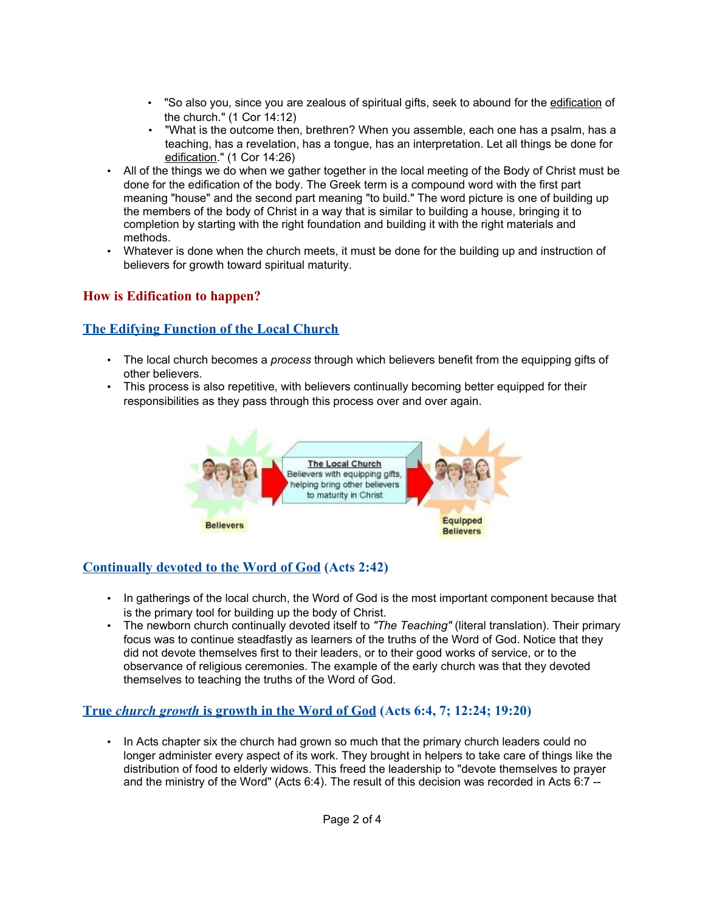- "So also you, since you are zealous of spiritual gifts, seek to abound for the edification of the church." (1 Cor 14:12)
    - "What is the outcome then, brethren? When you assemble, each one has a psalm, has a teaching, has a revelation, has a tongue, has an interpretation. Let all things be done for edification." (1 Cor 14:26)
- All of the things we do when we gather together in the local meeting of the Body of Christ must be done for the edification of the body. The Greek term is a compound word with the first part meaning "house" and the second part meaning "to build." The word picture is one of building up the members of the body of Christ in a way that is similar to building a house, bringing it to completion by starting with the right foundation and building it with the right materials and methods.
- Whatever is done when the church meets, it must be done for the building up and instruction of believers for growth toward spiritual maturity.

## How is Edification to happen?

### The Edifying Function of the Local Church

- The local church becomes a *process* through which believers benefit from the equipping gifts of other believers.
- This process is also repetitive, with believers continually becoming better equipped for their responsibilities as they pass through this process over and over again.

Believers → **The Local Church**: Believers with equipping gifts, helping bring other believers to maturity in Christ → Equipped Believers

### Continually devoted to the Word of God (Acts 2:42)

- In gatherings of the local church, the Word of God is the most important component because that is the primary tool for building up the body of Christ.
- The newborn church continually devoted itself to *"The Teaching"* (literal translation). Their primary focus was to continue steadfastly as learners of the truths of the Word of God. Notice that they did not devote themselves first to their leaders, or to their good works of service, or to the observance of religious ceremonies. The example of the early church was that they devoted themselves to teaching the truths of the Word of God.

### True *church growth* is growth in the Word of God (Acts 6:4, 7; 12:24; 19:20)

- In Acts chapter six the church had grown so much that the primary church leaders could no longer administer every aspect of its work. They brought in helpers to take care of things like the distribution of food to elderly widows. This freed the leadership to "devote themselves to prayer and the ministry of the Word" (Acts 6:4). The result of this decision was recorded in Acts 6:7 --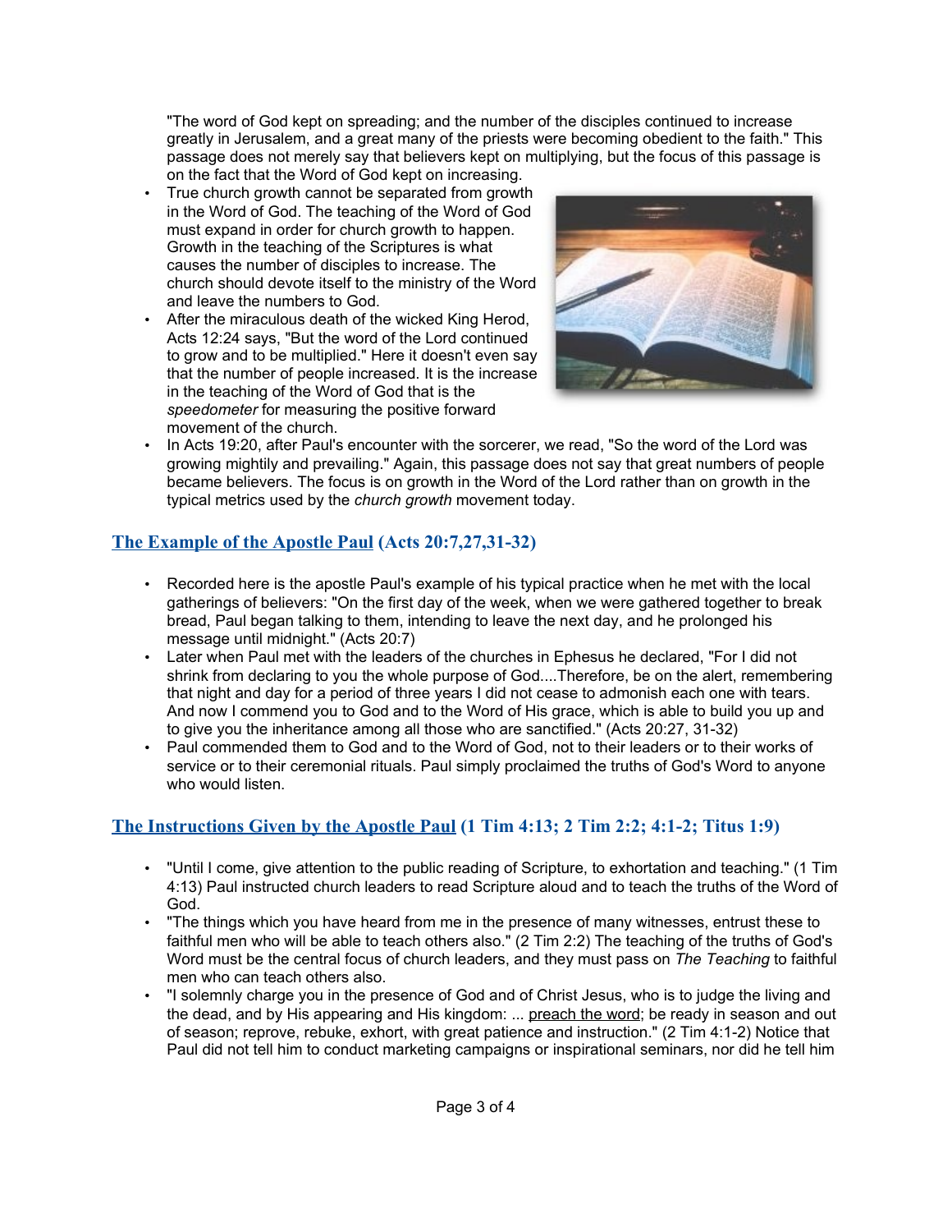"The word of God kept on spreading; and the number of the disciples continued to increase greatly in Jerusalem, and a great many of the priests were becoming obedient to the faith." This passage does not merely say that believers kept on multiplying, but the focus of this passage is on the fact that the Word of God kept on increasing.

- True church growth cannot be separated from growth in the Word of God. The teaching of the Word of God must expand in order for church growth to happen. Growth in the teaching of the Scriptures is what causes the number of disciples to increase. The church should devote itself to the ministry of the Word and leave the numbers to God.
- After the miraculous death of the wicked King Herod, Acts 12:24 says, "But the word of the Lord continued to grow and to be multiplied." Here it doesn't even say that the number of people increased. It is the increase in the teaching of the Word of God that is the *speedometer* for measuring the positive forward movement of the church.
- In Acts 19:20, after Paul's encounter with the sorcerer, we read, "So the word of the Lord was growing mightily and prevailing." Again, this passage does not say that great numbers of people became believers. The focus is on growth in the Word of the Lord rather than on growth in the typical metrics used by the *church growth* movement today.

## The Example of the Apostle Paul (Acts 20:7,27,31-32)

- Recorded here is the apostle Paul's example of his typical practice when he met with the local gatherings of believers: "On the first day of the week, when we were gathered together to break bread, Paul began talking to them, intending to leave the next day, and he prolonged his message until midnight." (Acts 20:7)
- Later when Paul met with the leaders of the churches in Ephesus he declared, "For I did not shrink from declaring to you the whole purpose of God....Therefore, be on the alert, remembering that night and day for a period of three years I did not cease to admonish each one with tears. And now I commend you to God and to the Word of His grace, which is able to build you up and to give you the inheritance among all those who are sanctified." (Acts 20:27, 31-32)
- Paul commended them to God and to the Word of God, not to their leaders or to their works of service or to their ceremonial rituals. Paul simply proclaimed the truths of God's Word to anyone who would listen.

## The Instructions Given by the Apostle Paul (1 Tim 4:13; 2 Tim 2:2; 4:1-2; Titus 1:9)

- "Until I come, give attention to the public reading of Scripture, to exhortation and teaching." (1 Tim 4:13) Paul instructed church leaders to read Scripture aloud and to teach the truths of the Word of God.
- "The things which you have heard from me in the presence of many witnesses, entrust these to faithful men who will be able to teach others also." (2 Tim 2:2) The teaching of the truths of God's Word must be the central focus of church leaders, and they must pass on *The Teaching* to faithful men who can teach others also.
- "I solemnly charge you in the presence of God and of Christ Jesus, who is to judge the living and the dead, and by His appearing and His kingdom: ... preach the word; be ready in season and out of season; reprove, rebuke, exhort, with great patience and instruction." (2 Tim 4:1-2) Notice that Paul did not tell him to conduct marketing campaigns or inspirational seminars, nor did he tell him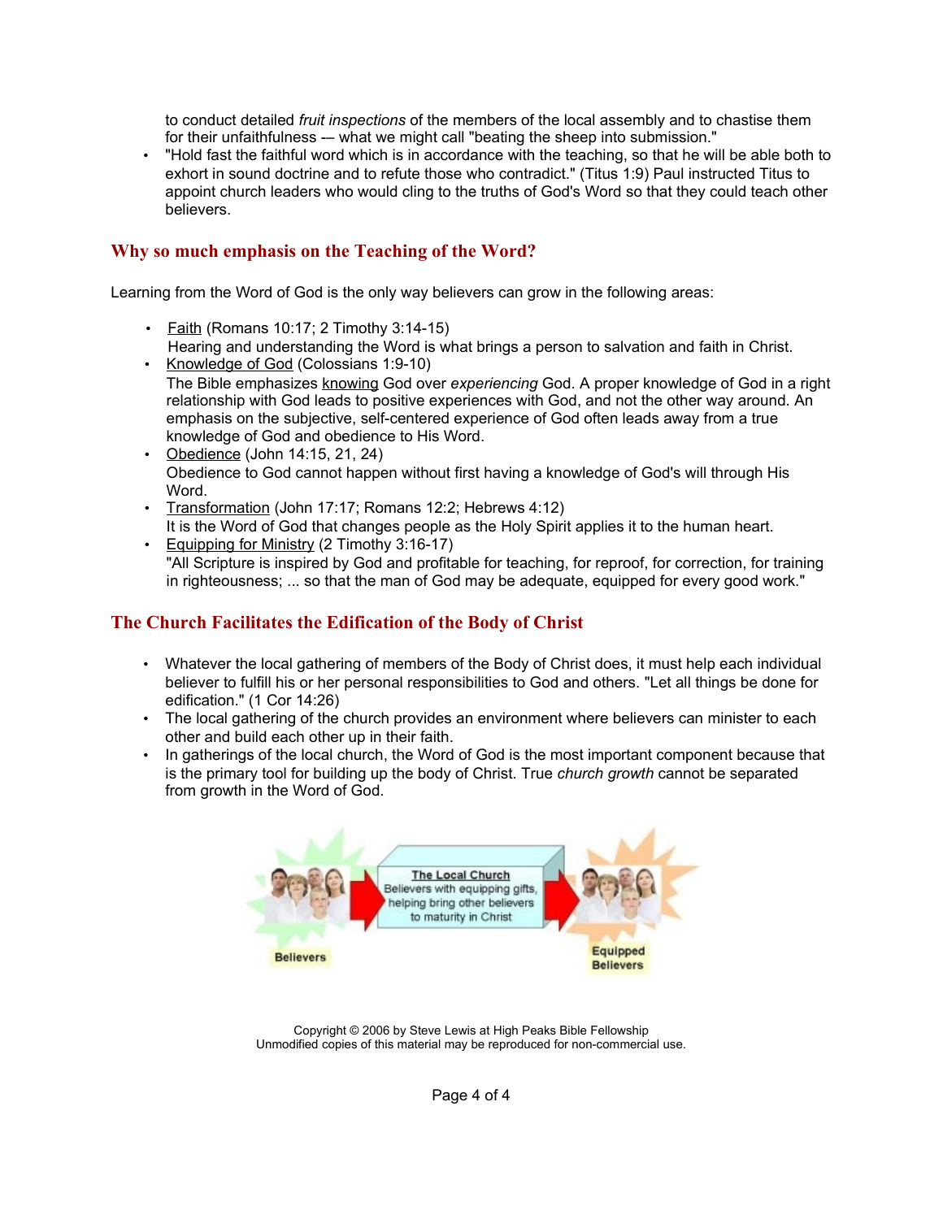to conduct detailed *fruit inspections* of the members of the local assembly and to chastise them for their unfaithfulness -– what we might call "beating the sheep into submission."
- "Hold fast the faithful word which is in accordance with the teaching, so that he will be able both to exhort in sound doctrine and to refute those who contradict." (Titus 1:9) Paul instructed Titus to appoint church leaders who would cling to the truths of God's Word so that they could teach other believers.

## Why so much emphasis on the Teaching of the Word?

Learning from the Word of God is the only way believers can grow in the following areas:

- Faith (Romans 10:17; 2 Timothy 3:14-15)
  Hearing and understanding the Word is what brings a person to salvation and faith in Christ.
- Knowledge of God (Colossians 1:9-10)
  The Bible emphasizes knowing God over *experiencing* God. A proper knowledge of God in a right relationship with God leads to positive experiences with God, and not the other way around. An emphasis on the subjective, self-centered experience of God often leads away from a true knowledge of God and obedience to His Word.
- Obedience (John 14:15, 21, 24)
  Obedience to God cannot happen without first having a knowledge of God's will through His Word.
- Transformation (John 17:17; Romans 12:2; Hebrews 4:12)
  It is the Word of God that changes people as the Holy Spirit applies it to the human heart.
- Equipping for Ministry (2 Timothy 3:16-17)
  "All Scripture is inspired by God and profitable for teaching, for reproof, for correction, for training in righteousness; ... so that the man of God may be adequate, equipped for every good work."

## The Church Facilitates the Edification of the Body of Christ

- Whatever the local gathering of members of the Body of Christ does, it must help each individual believer to fulfill his or her personal responsibilities to God and others. "Let all things be done for edification." (1 Cor 14:26)
- The local gathering of the church provides an environment where believers can minister to each other and build each other up in their faith.
- In gatherings of the local church, the Word of God is the most important component because that is the primary tool for building up the body of Christ. True *church growth* cannot be separated from growth in the Word of God.

Believers

The Local Church
Believers with equipping gifts, helping bring other believers to maturity in Christ

Equipped Believers

Copyright © 2006 by Steve Lewis at High Peaks Bible Fellowship
Unmodified copies of this material may be reproduced for non-commercial use.